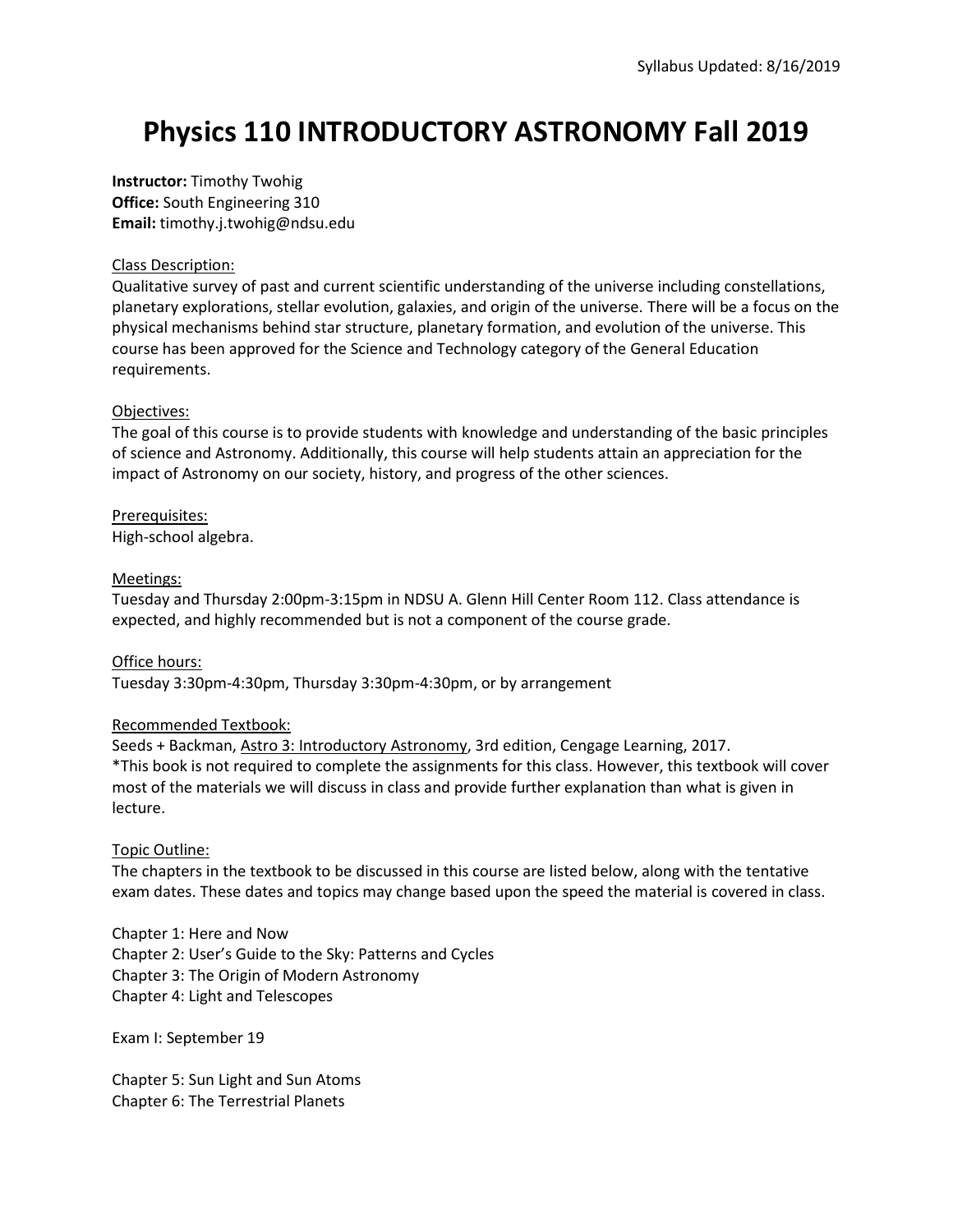Syllabus Updated: 8/16/2019

# Physics 110 INTRODUCTORY ASTRONOMY Fall 2019

**Instructor:** Timothy Twohig
**Office:** South Engineering 310
**Email:** timothy.j.twohig@ndsu.edu

<u>Class Description:</u>
Qualitative survey of past and current scientific understanding of the universe including constellations, planetary explorations, stellar evolution, galaxies, and origin of the universe. There will be a focus on the physical mechanisms behind star structure, planetary formation, and evolution of the universe. This course has been approved for the Science and Technology category of the General Education requirements.

<u>Objectives:</u>
The goal of this course is to provide students with knowledge and understanding of the basic principles of science and Astronomy. Additionally, this course will help students attain an appreciation for the impact of Astronomy on our society, history, and progress of the other sciences.

<u>Prerequisites:</u>
High-school algebra.

<u>Meetings:</u>
Tuesday and Thursday 2:00pm-3:15pm in NDSU A. Glenn Hill Center Room 112. Class attendance is expected, and highly recommended but is not a component of the course grade.

<u>Office hours:</u>
Tuesday 3:30pm-4:30pm, Thursday 3:30pm-4:30pm, or by arrangement

<u>Recommended Textbook:</u>
Seeds + Backman, <u>Astro 3: Introductory Astronomy</u>, 3rd edition, Cengage Learning, 2017.
*This book is not required to complete the assignments for this class. However, this textbook will cover most of the materials we will discuss in class and provide further explanation than what is given in lecture.

<u>Topic Outline:</u>
The chapters in the textbook to be discussed in this course are listed below, along with the tentative exam dates. These dates and topics may change based upon the speed the material is covered in class.

Chapter 1: Here and Now
Chapter 2: User's Guide to the Sky: Patterns and Cycles
Chapter 3: The Origin of Modern Astronomy
Chapter 4: Light and Telescopes

Exam I: September 19

Chapter 5: Sun Light and Sun Atoms
Chapter 6: The Terrestrial Planets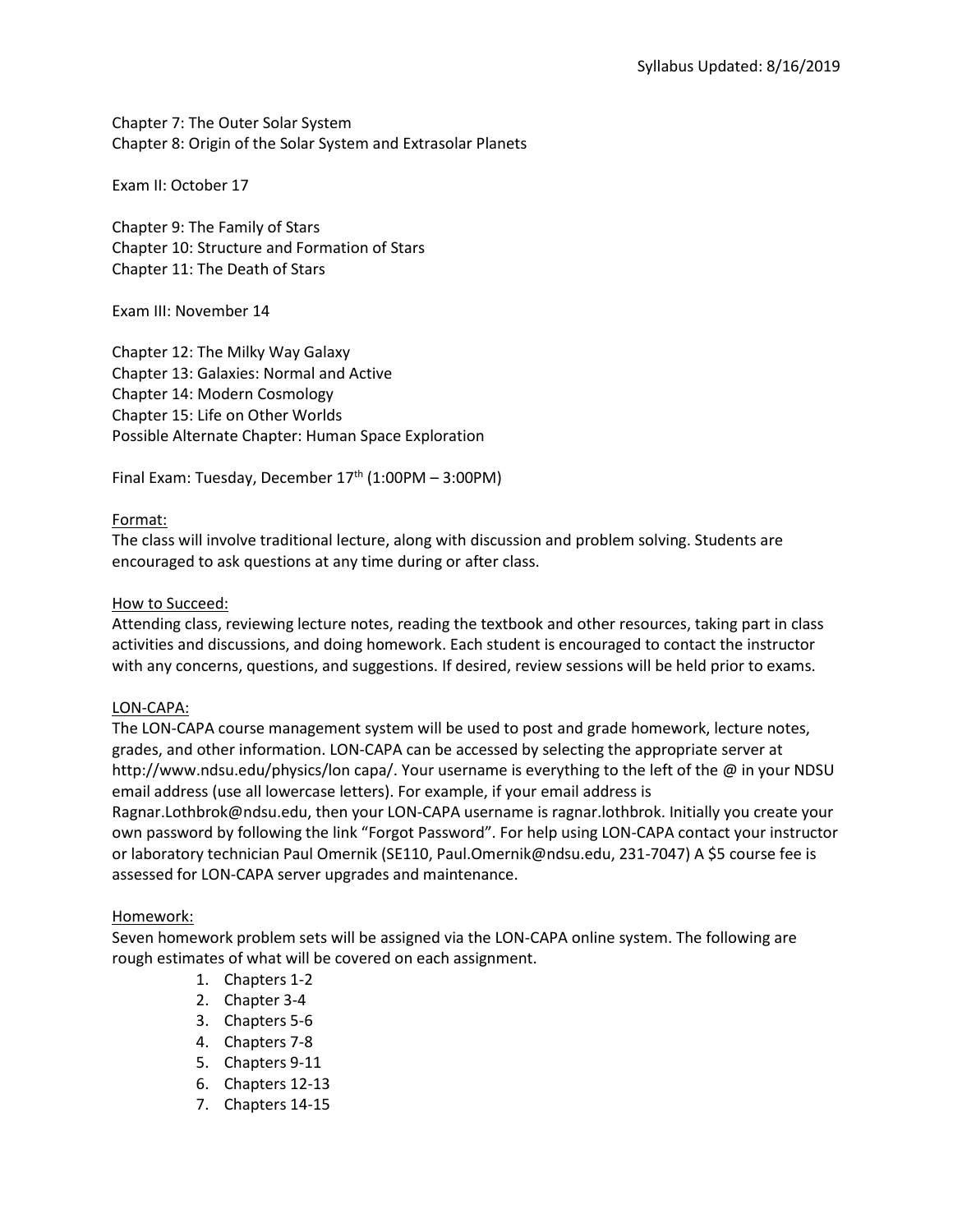Chapter 7: The Outer Solar System
Chapter 8: Origin of the Solar System and Extrasolar Planets

Exam II: October 17

Chapter 9: The Family of Stars
Chapter 10: Structure and Formation of Stars
Chapter 11: The Death of Stars

Exam III: November 14

Chapter 12: The Milky Way Galaxy
Chapter 13: Galaxies: Normal and Active
Chapter 14: Modern Cosmology
Chapter 15: Life on Other Worlds
Possible Alternate Chapter: Human Space Exploration

Final Exam: Tuesday, December 17th (1:00PM – 3:00PM)

## Format:

The class will involve traditional lecture, along with discussion and problem solving. Students are encouraged to ask questions at any time during or after class.

## How to Succeed:

Attending class, reviewing lecture notes, reading the textbook and other resources, taking part in class activities and discussions, and doing homework. Each student is encouraged to contact the instructor with any concerns, questions, and suggestions. If desired, review sessions will be held prior to exams.

## LON-CAPA:

The LON-CAPA course management system will be used to post and grade homework, lecture notes, grades, and other information. LON-CAPA can be accessed by selecting the appropriate server at http://www.ndsu.edu/physics/lon capa/. Your username is everything to the left of the @ in your NDSU email address (use all lowercase letters). For example, if your email address is Ragnar.Lothbrok@ndsu.edu, then your LON-CAPA username is ragnar.lothbrok. Initially you create your own password by following the link "Forgot Password". For help using LON-CAPA contact your instructor or laboratory technician Paul Omernik (SE110, Paul.Omernik@ndsu.edu, 231-7047) A $5 course fee is assessed for LON-CAPA server upgrades and maintenance.

## Homework:

Seven homework problem sets will be assigned via the LON-CAPA online system. The following are rough estimates of what will be covered on each assignment.

1. Chapters 1-2
2. Chapter 3-4
3. Chapters 5-6
4. Chapters 7-8
5. Chapters 9-11
6. Chapters 12-13
7. Chapters 14-15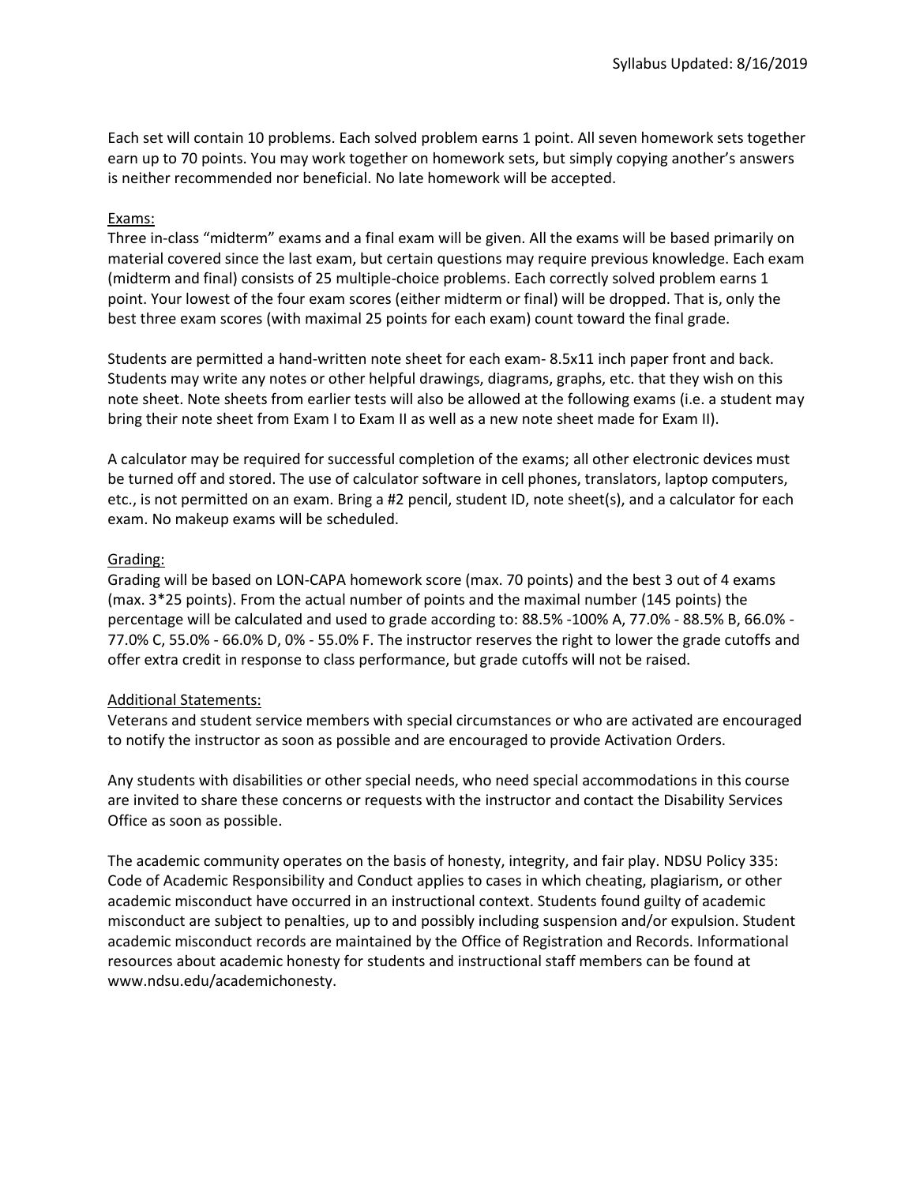Each set will contain 10 problems. Each solved problem earns 1 point. All seven homework sets together earn up to 70 points. You may work together on homework sets, but simply copying another's answers is neither recommended nor beneficial. No late homework will be accepted.

## Exams:

Three in-class "midterm" exams and a final exam will be given. All the exams will be based primarily on material covered since the last exam, but certain questions may require previous knowledge. Each exam (midterm and final) consists of 25 multiple-choice problems. Each correctly solved problem earns 1 point. Your lowest of the four exam scores (either midterm or final) will be dropped. That is, only the best three exam scores (with maximal 25 points for each exam) count toward the final grade.

Students are permitted a hand-written note sheet for each exam- 8.5x11 inch paper front and back. Students may write any notes or other helpful drawings, diagrams, graphs, etc. that they wish on this note sheet. Note sheets from earlier tests will also be allowed at the following exams (i.e. a student may bring their note sheet from Exam I to Exam II as well as a new note sheet made for Exam II).

A calculator may be required for successful completion of the exams; all other electronic devices must be turned off and stored. The use of calculator software in cell phones, translators, laptop computers, etc., is not permitted on an exam. Bring a #2 pencil, student ID, note sheet(s), and a calculator for each exam. No makeup exams will be scheduled.

## Grading:

Grading will be based on LON-CAPA homework score (max. 70 points) and the best 3 out of 4 exams (max. 3*25 points). From the actual number of points and the maximal number (145 points) the percentage will be calculated and used to grade according to: 88.5% -100% A, 77.0% - 88.5% B, 66.0% - 77.0% C, 55.0% - 66.0% D, 0% - 55.0% F. The instructor reserves the right to lower the grade cutoffs and offer extra credit in response to class performance, but grade cutoffs will not be raised.

## Additional Statements:

Veterans and student service members with special circumstances or who are activated are encouraged to notify the instructor as soon as possible and are encouraged to provide Activation Orders.

Any students with disabilities or other special needs, who need special accommodations in this course are invited to share these concerns or requests with the instructor and contact the Disability Services Office as soon as possible.

The academic community operates on the basis of honesty, integrity, and fair play. NDSU Policy 335: Code of Academic Responsibility and Conduct applies to cases in which cheating, plagiarism, or other academic misconduct have occurred in an instructional context. Students found guilty of academic misconduct are subject to penalties, up to and possibly including suspension and/or expulsion. Student academic misconduct records are maintained by the Office of Registration and Records. Informational resources about academic honesty for students and instructional staff members can be found at www.ndsu.edu/academichonesty.